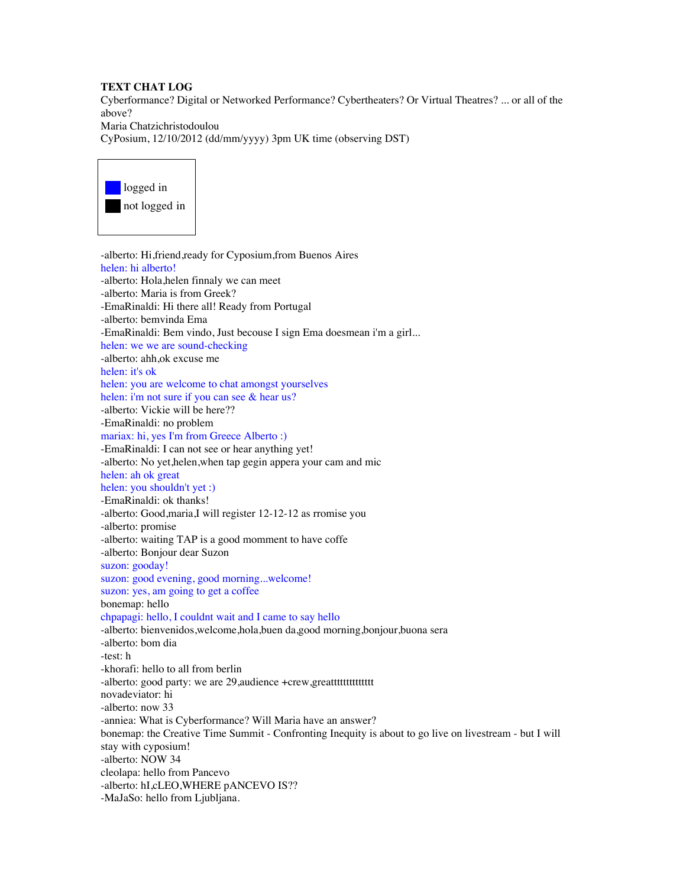**TEXT CHAT LOG**
Cyberformance? Digital or Networked Performance? Cybertheaters? Or Virtual Theatres? ... or all of the above?
Maria Chatzichristodoulou
CyPosium, 12/10/2012 (dd/mm/yyyy) 3pm UK time (observing DST)

| | |
|---|---|
| ■ | logged in |
| ■ | not logged in |

-alberto: Hi,friend,ready for Cyposium,from Buenos Aires
helen: hi alberto!
-alberto: Hola,helen finnaly we can meet
-alberto: Maria is from Greek?
-EmaRinaldi: Hi there all! Ready from Portugal
-alberto: bemvinda Ema
-EmaRinaldi: Bem vindo, Just becouse I sign Ema doesmean i'm a girl...
helen: we we are sound-checking
-alberto: ahh,ok excuse me
helen: it's ok
helen: you are welcome to chat amongst yourselves
helen: i'm not sure if you can see & hear us?
-alberto: Vickie will be here??
-EmaRinaldi: no problem
mariax: hi, yes I'm from Greece Alberto :)
-EmaRinaldi: I can not see or hear anything yet!
-alberto: No yet,helen,when tap gegin appera your cam and mic
helen: ah ok great
helen: you shouldn't yet :)
-EmaRinaldi: ok thanks!
-alberto: Good,maria,I will register 12-12-12 as rromise you
-alberto: promise
-alberto: waiting TAP is a good momment to have coffe
-alberto: Bonjour dear Suzon
suzon: gooday!
suzon: good evening, good morning...welcome!
suzon: yes, am going to get a coffee
bonemap: hello
chpapagi: hello, I couldnt wait and I came to say hello
-alberto: bienvenidos,welcome,hola,buen da,good morning,bonjour,buona sera
-alberto: bom dia
-test: h
-khorafi: hello to all from berlin
-alberto: good party: we are 29,audience +crew,greatttttttttttttt
novadeviator: hi
-alberto: now 33
-anniea: What is Cyberformance? Will Maria have an answer?
bonemap: the Creative Time Summit - Confronting Inequity is about to go live on livestream - but I will stay with cyposium!
-alberto: NOW 34
cleolapa: hello from Pancevo
-alberto: hI,cLEO,WHERE pANCEVO IS??
-MaJaSo: hello from Ljubljana.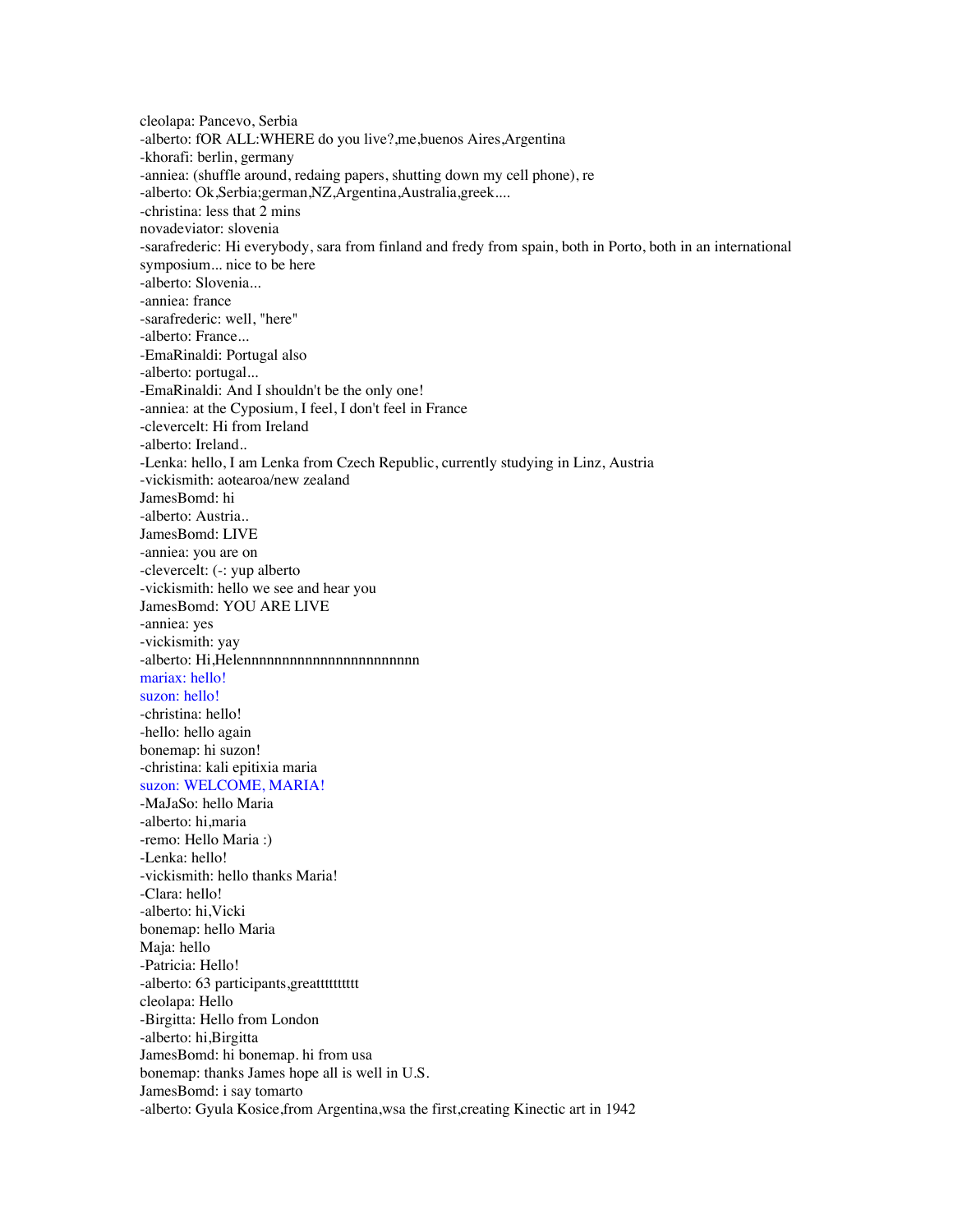cleolapa: Pancevo, Serbia
-alberto: fOR ALL:WHERE do you live?,me,buenos Aires,Argentina
-khorafi: berlin, germany
-anniea: (shuffle around, redaing papers, shutting down my cell phone), re
-alberto: Ok,Serbia;german,NZ,Argentina,Australia,greek....
-christina: less that 2 mins
novadeviator: slovenia
-sarafrederic: Hi everybody, sara from finland and fredy from spain, both in Porto, both in an international symposium... nice to be here
-alberto: Slovenia...
-anniea: france
-sarafrederic: well, "here"
-alberto: France...
-EmaRinaldi: Portugal also
-alberto: portugal...
-EmaRinaldi: And I shouldn't be the only one!
-anniea: at the Cyposium, I feel, I don't feel in France
-clevercelt: Hi from Ireland
-alberto: Ireland..
-Lenka: hello, I am Lenka from Czech Republic, currently studying in Linz, Austria
-vickismith: aotearoa/new zealand
JamesBomd: hi
-alberto: Austria..
JamesBomd: LIVE
-anniea: you are on
-clevercelt: (-: yup alberto
-vickismith: hello we see and hear you
JamesBomd: YOU ARE LIVE
-anniea: yes
-vickismith: yay
-alberto: Hi,Helennnnnnnnnnnnnnnnnnnnnn
mariax: hello!
suzon: hello!
-christina: hello!
-hello: hello again
bonemap: hi suzon!
-christina: kali epitixia maria
suzon: WELCOME, MARIA!
-MaJaSo: hello Maria
-alberto: hi,maria
-remo: Hello Maria :)
-Lenka: hello!
-vickismith: hello thanks Maria!
-Clara: hello!
-alberto: hi,Vicki
bonemap: hello Maria
Maja: hello
-Patricia: Hello!
-alberto: 63 participants,greattttttttt
cleolapa: Hello
-Birgitta: Hello from London
-alberto: hi,Birgitta
JamesBomd: hi bonemap. hi from usa
bonemap: thanks James hope all is well in U.S.
JamesBomd: i say tomarto
-alberto: Gyula Kosice,from Argentina,wsa the first,creating Kinectic art in 1942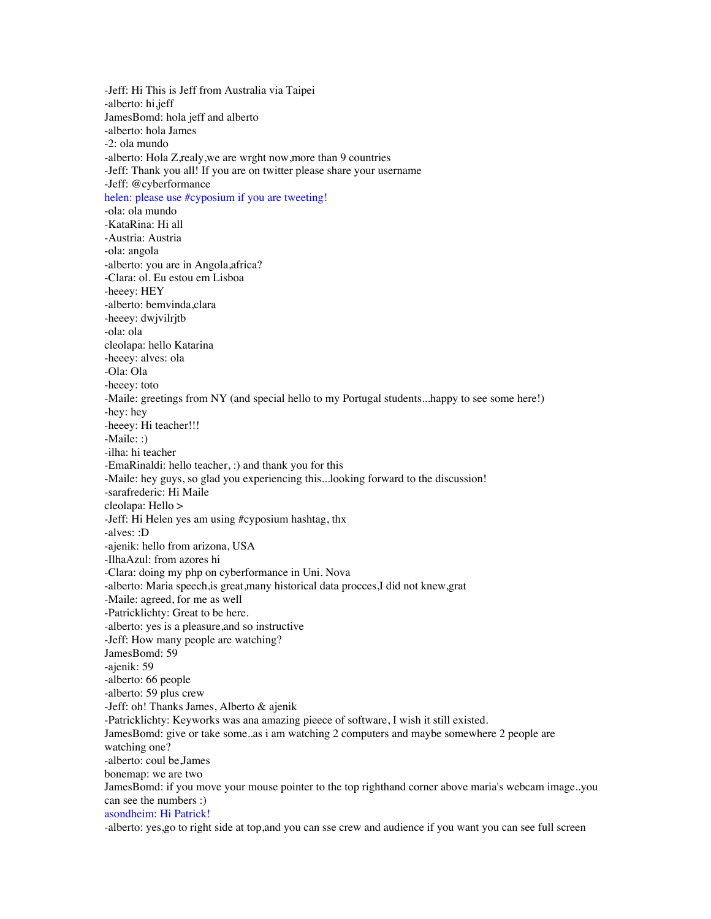-Jeff: Hi This is Jeff from Australia via Taipei
-alberto: hi,jeff
JamesBomd: hola jeff and alberto
-alberto: hola James
-2: ola mundo
-alberto: Hola Z,realy,we are wrght now,more than 9 countries
-Jeff: Thank you all! If you are on twitter please share your username
-Jeff: @cyberformance
helen: please use #cyposium if you are tweeting!
-ola: ola mundo
-KataRina: Hi all
-Austria: Austria
-ola: angola
-alberto: you are in Angola,africa?
-Clara: ol. Eu estou em Lisboa
-heeey: HEY
-alberto: bemvinda,clara
-heeey: dwjvilrjtb
-ola: ola
cleolapa: hello Katarina
-heeey: alves: ola
-Ola: Ola
-heeey: toto
-Maile: greetings from NY (and special hello to my Portugal students...happy to see some here!)
-hey: hey
-heeey: Hi teacher!!!
-Maile: :)
-ilha: hi teacher
-EmaRinaldi: hello teacher, :) and thank you for this
-Maile: hey guys, so glad you experiencing this...looking forward to the discussion!
-sarafrederic: Hi Maile
cleolapa: Hello >
-Jeff: Hi Helen yes am using #cyposium hashtag, thx
-alves: :D
-ajenik: hello from arizona, USA
-IlhaAzul: from azores hi
-Clara: doing my php on cyberformance in Uni. Nova
-alberto: Maria speech,is great,many historical data procces,I did not knew,grat
-Maile: agreed, for me as well
-Patricklichty: Great to be here.
-alberto: yes is a pleasure,and so instructive
-Jeff: How many people are watching?
JamesBomd: 59
-ajenik: 59
-alberto: 66 people
-alberto: 59 plus crew
-Jeff: oh! Thanks James, Alberto & ajenik
-Patricklichty: Keyworks was ana amazing pieece of software, I wish it still existed.
JamesBomd: give or take some..as i am watching 2 computers and maybe somewhere 2 people are watching one?
-alberto: coul be,James
bonemap: we are two
JamesBomd: if you move your mouse pointer to the top righthand corner above maria's webcam image..you can see the numbers :)
asondheim: Hi Patrick!
-alberto: yes,go to right side at top,and you can sse crew and audience if you want you can see full screen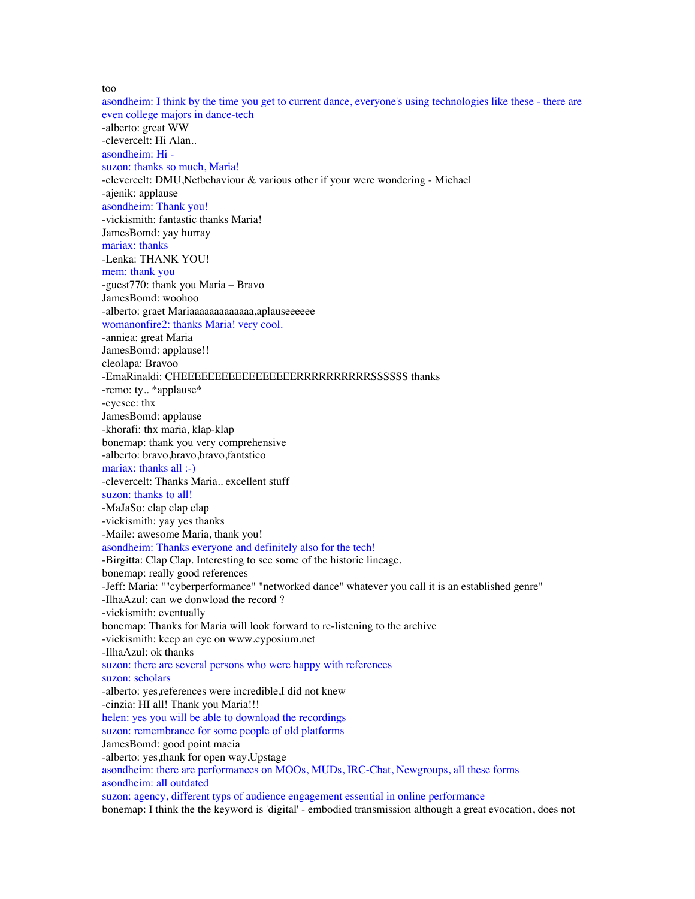too
asondheim: I think by the time you get to current dance, everyone's using technologies like these - there are even college majors in dance-tech
-alberto: great WW
-clevercelt: Hi Alan..
asondheim: Hi -
suzon: thanks so much, Maria!
-clevercelt: DMU,Netbehaviour & various other if your were wondering - Michael
-ajenik: applause
asondheim: Thank you!
-vickismith: fantastic thanks Maria!
JamesBomd: yay hurray
mariax: thanks
-Lenka: THANK YOU!
mem: thank you
-guest770: thank you Maria – Bravo
JamesBomd: woohoo
-alberto: graet Mariaaaaaaaaaaaaaa,aplauseeeeee
womanonfire2: thanks Maria! very cool.
-anniea: great Maria
JamesBomd: applause!!
cleolapa: Bravoo
-EmaRinaldi: CHEEEEEEEEEEEEEEEEERRRRRRRRRRSSSSSS thanks
-remo: ty.. *applause*
-eyesee: thx
JamesBomd: applause
-khorafi: thx maria, klap-klap
bonemap: thank you very comprehensive
-alberto: bravo,bravo,bravo,fantstico
mariax: thanks all :-)
-clevercelt: Thanks Maria.. excellent stuff
suzon: thanks to all!
-MaJaSo: clap clap clap
-vickismith: yay yes thanks
-Maile: awesome Maria, thank you!
asondheim: Thanks everyone and definitely also for the tech!
-Birgitta: Clap Clap. Interesting to see some of the historic lineage.
bonemap: really good references
-Jeff: Maria: ""cyberperformance" "networked dance" whatever you call it is an established genre"
-IlhaAzul: can we donwload the record ?
-vickismith: eventually
bonemap: Thanks for Maria will look forward to re-listening to the archive
-vickismith: keep an eye on www.cyposium.net
-IlhaAzul: ok thanks
suzon: there are several persons who were happy with references
suzon: scholars
-alberto: yes,references were incredible,I did not knew
-cinzia: HI all! Thank you Maria!!!
helen: yes you will be able to download the recordings
suzon: remembrance for some people of old platforms
JamesBomd: good point maeia
-alberto: yes,thank for open way,Upstage
asondheim: there are performances on MOOs, MUDs, IRC-Chat, Newgroups, all these forms
asondheim: all outdated
suzon: agency, different typs of audience engagement essential in online performance
bonemap: I think the the keyword is 'digital' - embodied transmission although a great evocation, does not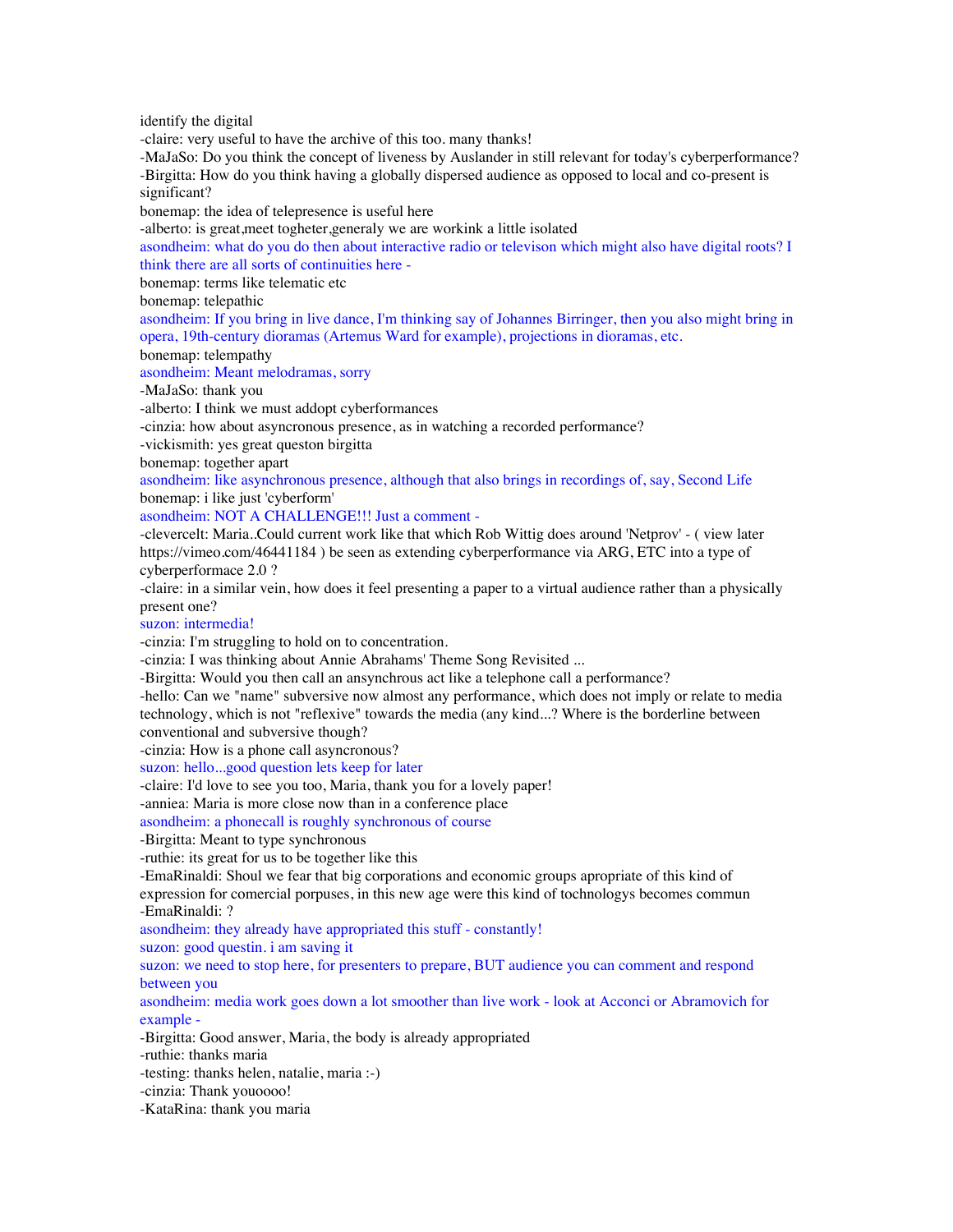identify the digital

-claire: very useful to have the archive of this too. many thanks!

-MaJaSo: Do you think the concept of liveness by Auslander in still relevant for today's cyberperformance?

-Birgitta: How do you think having a globally dispersed audience as opposed to local and co-present is significant?

bonemap: the idea of telepresence is useful here

-alberto: is great,meet togheter,generaly we are workink a little isolated

asondheim: what do you do then about interactive radio or televison which might also have digital roots? I think there are all sorts of continuities here -

bonemap: terms like telematic etc

bonemap: telepathic

asondheim: If you bring in live dance, I'm thinking say of Johannes Birringer, then you also might bring in opera, 19th-century dioramas (Artemus Ward for example), projections in dioramas, etc.

bonemap: telempathy

asondheim: Meant melodramas, sorry

-MaJaSo: thank you

-alberto: I think we must addopt cyberformances

-cinzia: how about asyncronous presence, as in watching a recorded performance?

-vickismith: yes great queston birgitta

bonemap: together apart

asondheim: like asynchronous presence, although that also brings in recordings of, say, Second Life

bonemap: i like just 'cyberform'

asondheim: NOT A CHALLENGE!!! Just a comment -

-clevercelt: Maria..Could current work like that which Rob Wittig does around 'Netprov' - ( view later https://vimeo.com/46441184 ) be seen as extending cyberperformance via ARG, ETC into a type of cyberperformace 2.0 ?

-claire: in a similar vein, how does it feel presenting a paper to a virtual audience rather than a physically present one?

suzon: intermedia!

-cinzia: I'm struggling to hold on to concentration.

-cinzia: I was thinking about Annie Abrahams' Theme Song Revisited ...

-Birgitta: Would you then call an ansynchrous act like a telephone call a performance?

-hello: Can we "name" subversive now almost any performance, which does not imply or relate to media technology, which is not "reflexive" towards the media (any kind...? Where is the borderline between conventional and subversive though?

-cinzia: How is a phone call asyncronous?

suzon: hello...good question lets keep for later

-claire: I'd love to see you too, Maria, thank you for a lovely paper!

-anniea: Maria is more close now than in a conference place

asondheim: a phonecall is roughly synchronous of course

-Birgitta: Meant to type synchronous

-ruthie: its great for us to be together like this

-EmaRinaldi: Shoul we fear that big corporations and economic groups apropriate of this kind of expression for comercial porpuses, in this new age were this kind of tochnologys becomes commun

-EmaRinaldi: ?

asondheim: they already have appropriated this stuff - constantly!

suzon: good questin. i am saving it

suzon: we need to stop here, for presenters to prepare, BUT audience you can comment and respond between you

asondheim: media work goes down a lot smoother than live work - look at Acconci or Abramovich for example -

-Birgitta: Good answer, Maria, the body is already appropriated

-ruthie: thanks maria

-testing: thanks helen, natalie, maria :-)

-cinzia: Thank youoooo!

-KataRina: thank you maria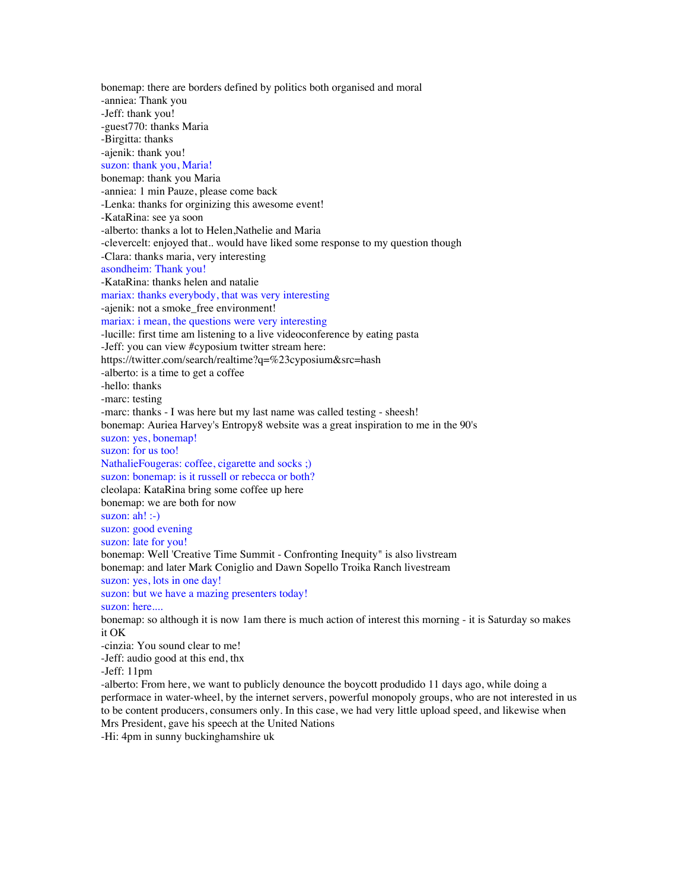bonemap: there are borders defined by politics both organised and moral
-anniea: Thank you
-Jeff: thank you!
-guest770: thanks Maria
-Birgitta: thanks
-ajenik: thank you!
suzon: thank you, Maria!
bonemap: thank you Maria
-anniea: 1 min Pauze, please come back
-Lenka: thanks for orginizing this awesome event!
-KataRina: see ya soon
-alberto: thanks a lot to Helen,Nathelie and Maria
-clevercelt: enjoyed that.. would have liked some response to my question though
-Clara: thanks maria, very interesting
asondheim: Thank you!
-KataRina: thanks helen and natalie
mariax: thanks everybody, that was very interesting
-ajenik: not a smoke_free environment!
mariax: i mean, the questions were very interesting
-lucille: first time am listening to a live videoconference by eating pasta
-Jeff: you can view #cyposium twitter stream here:
https://twitter.com/search/realtime?q=%23cyposium&src=hash
-alberto: is a time to get a coffee
-hello: thanks
-marc: testing
-marc: thanks - I was here but my last name was called testing - sheesh!
bonemap: Auriea Harvey's Entropy8 website was a great inspiration to me in the 90's
suzon: yes, bonemap!
suzon: for us too!
NathalieFougeras: coffee, cigarette and socks ;)
suzon: bonemap: is it russell or rebecca or both?
cleolapa: KataRina bring some coffee up here
bonemap: we are both for now
suzon: ah! :-)
suzon: good evening
suzon: late for you!
bonemap: Well 'Creative Time Summit - Confronting Inequity" is also livstream
bonemap: and later Mark Coniglio and Dawn Sopello Troika Ranch livestream
suzon: yes, lots in one day!
suzon: but we have a mazing presenters today!
suzon: here....
bonemap: so although it is now 1am there is much action of interest this morning - it is Saturday so makes it OK
-cinzia: You sound clear to me!
-Jeff: audio good at this end, thx
-Jeff: 11pm
-alberto: From here, we want to publicly denounce the boycott produdido 11 days ago, while doing a performace in water-wheel, by the internet servers, powerful monopoly groups, who are not interested in us to be content producers, consumers only. In this case, we had very little upload speed, and likewise when Mrs President, gave his speech at the United Nations
-Hi: 4pm in sunny buckinghamshire uk